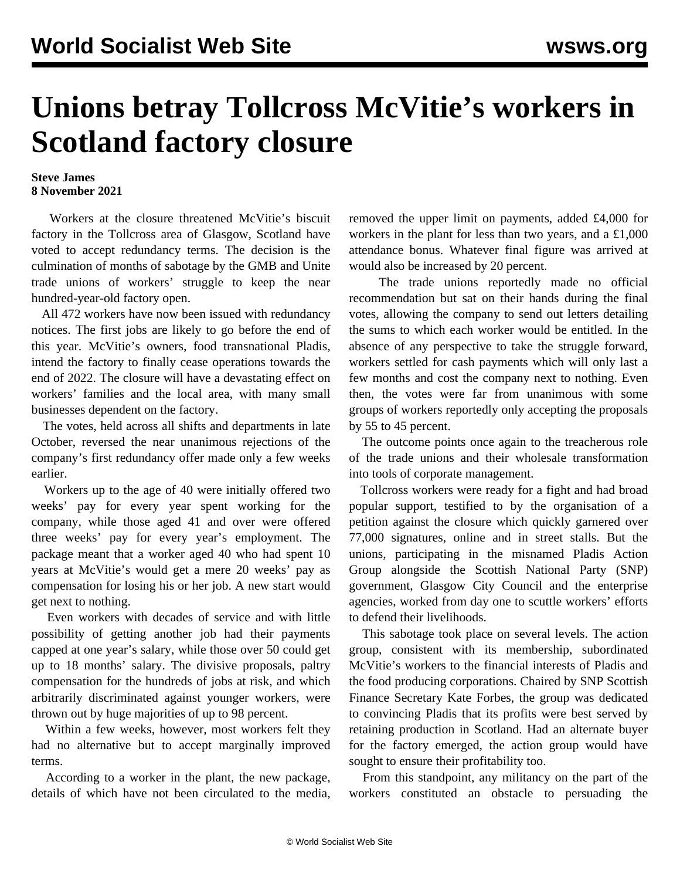# Unions betray Tollcross McVitie's workers in Scotland factory closure

**Steve James**
**8 November 2021**

Workers at the closure threatened McVitie's biscuit factory in the Tollcross area of Glasgow, Scotland have voted to accept redundancy terms. The decision is the culmination of months of sabotage by the GMB and Unite trade unions of workers' struggle to keep the near hundred-year-old factory open.

All 472 workers have now been issued with redundancy notices. The first jobs are likely to go before the end of this year. McVitie's owners, food transnational Pladis, intend the factory to finally cease operations towards the end of 2022. The closure will have a devastating effect on workers' families and the local area, with many small businesses dependent on the factory.

The votes, held across all shifts and departments in late October, reversed the near unanimous rejections of the company's first redundancy offer made only a few weeks earlier.

Workers up to the age of 40 were initially offered two weeks' pay for every year spent working for the company, while those aged 41 and over were offered three weeks' pay for every year's employment. The package meant that a worker aged 40 who had spent 10 years at McVitie's would get a mere 20 weeks' pay as compensation for losing his or her job. A new start would get next to nothing.

Even workers with decades of service and with little possibility of getting another job had their payments capped at one year's salary, while those over 50 could get up to 18 months' salary. The divisive proposals, paltry compensation for the hundreds of jobs at risk, and which arbitrarily discriminated against younger workers, were thrown out by huge majorities of up to 98 percent.

Within a few weeks, however, most workers felt they had no alternative but to accept marginally improved terms.

According to a worker in the plant, the new package, details of which have not been circulated to the media, removed the upper limit on payments, added £4,000 for workers in the plant for less than two years, and a £1,000 attendance bonus. Whatever final figure was arrived at would also be increased by 20 percent.

The trade unions reportedly made no official recommendation but sat on their hands during the final votes, allowing the company to send out letters detailing the sums to which each worker would be entitled. In the absence of any perspective to take the struggle forward, workers settled for cash payments which will only last a few months and cost the company next to nothing. Even then, the votes were far from unanimous with some groups of workers reportedly only accepting the proposals by 55 to 45 percent.

The outcome points once again to the treacherous role of the trade unions and their wholesale transformation into tools of corporate management.

Tollcross workers were ready for a fight and had broad popular support, testified to by the organisation of a petition against the closure which quickly garnered over 77,000 signatures, online and in street stalls. But the unions, participating in the misnamed Pladis Action Group alongside the Scottish National Party (SNP) government, Glasgow City Council and the enterprise agencies, worked from day one to scuttle workers' efforts to defend their livelihoods.

This sabotage took place on several levels. The action group, consistent with its membership, subordinated McVitie's workers to the financial interests of Pladis and the food producing corporations. Chaired by SNP Scottish Finance Secretary Kate Forbes, the group was dedicated to convincing Pladis that its profits were best served by retaining production in Scotland. Had an alternate buyer for the factory emerged, the action group would have sought to ensure their profitability too.

From this standpoint, any militancy on the part of the workers constituted an obstacle to persuading the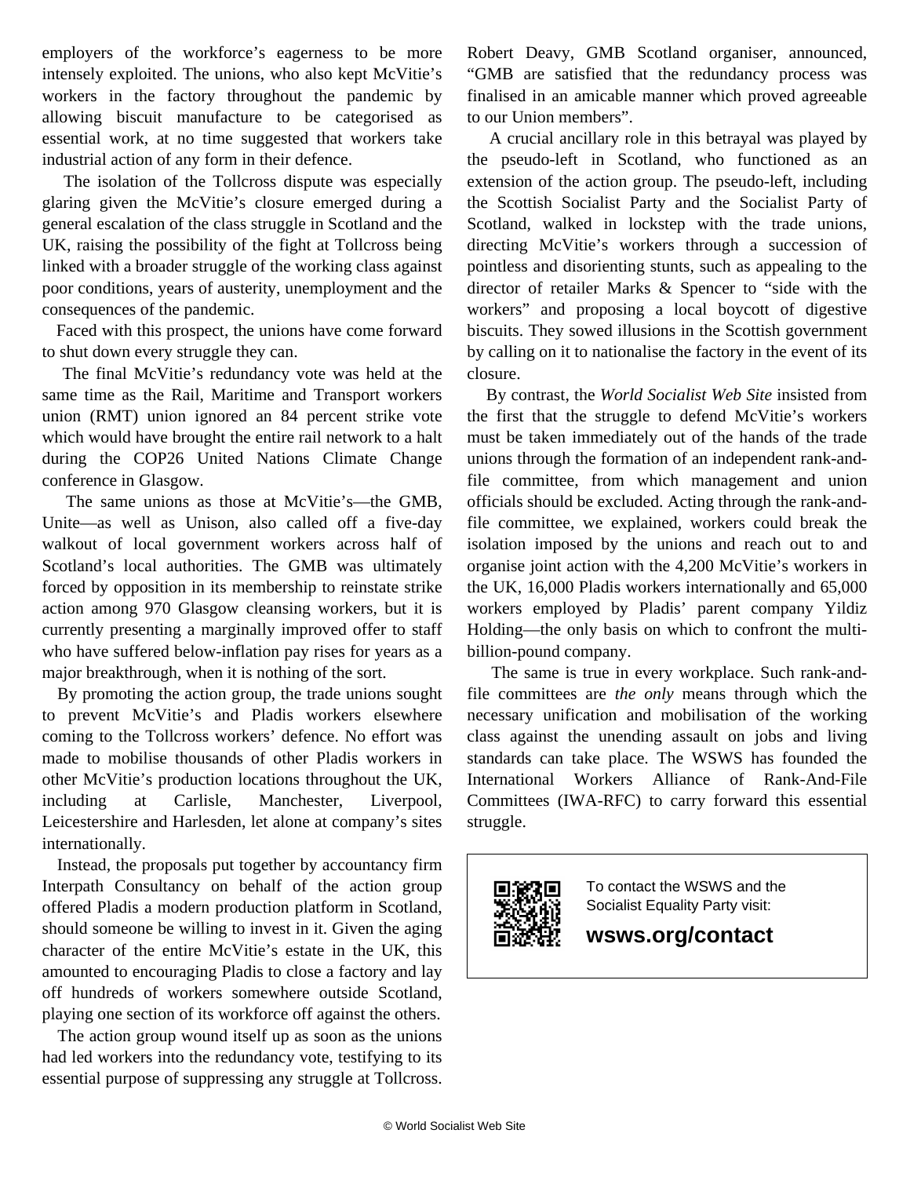employers of the workforce's eagerness to be more intensely exploited. The unions, who also kept McVitie's workers in the factory throughout the pandemic by allowing biscuit manufacture to be categorised as essential work, at no time suggested that workers take industrial action of any form in their defence.

The isolation of the Tollcross dispute was especially glaring given the McVitie's closure emerged during a general escalation of the class struggle in Scotland and the UK, raising the possibility of the fight at Tollcross being linked with a broader struggle of the working class against poor conditions, years of austerity, unemployment and the consequences of the pandemic.

Faced with this prospect, the unions have come forward to shut down every struggle they can.

The final McVitie's redundancy vote was held at the same time as the Rail, Maritime and Transport workers union (RMT) union ignored an 84 percent strike vote which would have brought the entire rail network to a halt during the COP26 United Nations Climate Change conference in Glasgow.

The same unions as those at McVitie's—the GMB, Unite—as well as Unison, also called off a five-day walkout of local government workers across half of Scotland's local authorities. The GMB was ultimately forced by opposition in its membership to reinstate strike action among 970 Glasgow cleansing workers, but it is currently presenting a marginally improved offer to staff who have suffered below-inflation pay rises for years as a major breakthrough, when it is nothing of the sort.

By promoting the action group, the trade unions sought to prevent McVitie's and Pladis workers elsewhere coming to the Tollcross workers' defence. No effort was made to mobilise thousands of other Pladis workers in other McVitie's production locations throughout the UK, including at Carlisle, Manchester, Liverpool, Leicestershire and Harlesden, let alone at company's sites internationally.

Instead, the proposals put together by accountancy firm Interpath Consultancy on behalf of the action group offered Pladis a modern production platform in Scotland, should someone be willing to invest in it. Given the aging character of the entire McVitie's estate in the UK, this amounted to encouraging Pladis to close a factory and lay off hundreds of workers somewhere outside Scotland, playing one section of its workforce off against the others.

The action group wound itself up as soon as the unions had led workers into the redundancy vote, testifying to its essential purpose of suppressing any struggle at Tollcross. Robert Deavy, GMB Scotland organiser, announced, "GMB are satisfied that the redundancy process was finalised in an amicable manner which proved agreeable to our Union members".

A crucial ancillary role in this betrayal was played by the pseudo-left in Scotland, who functioned as an extension of the action group. The pseudo-left, including the Scottish Socialist Party and the Socialist Party of Scotland, walked in lockstep with the trade unions, directing McVitie's workers through a succession of pointless and disorienting stunts, such as appealing to the director of retailer Marks & Spencer to "side with the workers" and proposing a local boycott of digestive biscuits. They sowed illusions in the Scottish government by calling on it to nationalise the factory in the event of its closure.

By contrast, the *World Socialist Web Site* insisted from the first that the struggle to defend McVitie's workers must be taken immediately out of the hands of the trade unions through the formation of an independent rank-and-file committee, from which management and union officials should be excluded. Acting through the rank-and-file committee, we explained, workers could break the isolation imposed by the unions and reach out to and organise joint action with the 4,200 McVitie's workers in the UK, 16,000 Pladis workers internationally and 65,000 workers employed by Pladis' parent company Yildiz Holding—the only basis on which to confront the multi-billion-pound company.

The same is true in every workplace. Such rank-and-file committees are *the only* means through which the necessary unification and mobilisation of the working class against the unending assault on jobs and living standards can take place. The WSWS has founded the International Workers Alliance of Rank-And-File Committees (IWA-RFC) to carry forward this essential struggle.

To contact the WSWS and the Socialist Equality Party visit:

**wsws.org/contact**